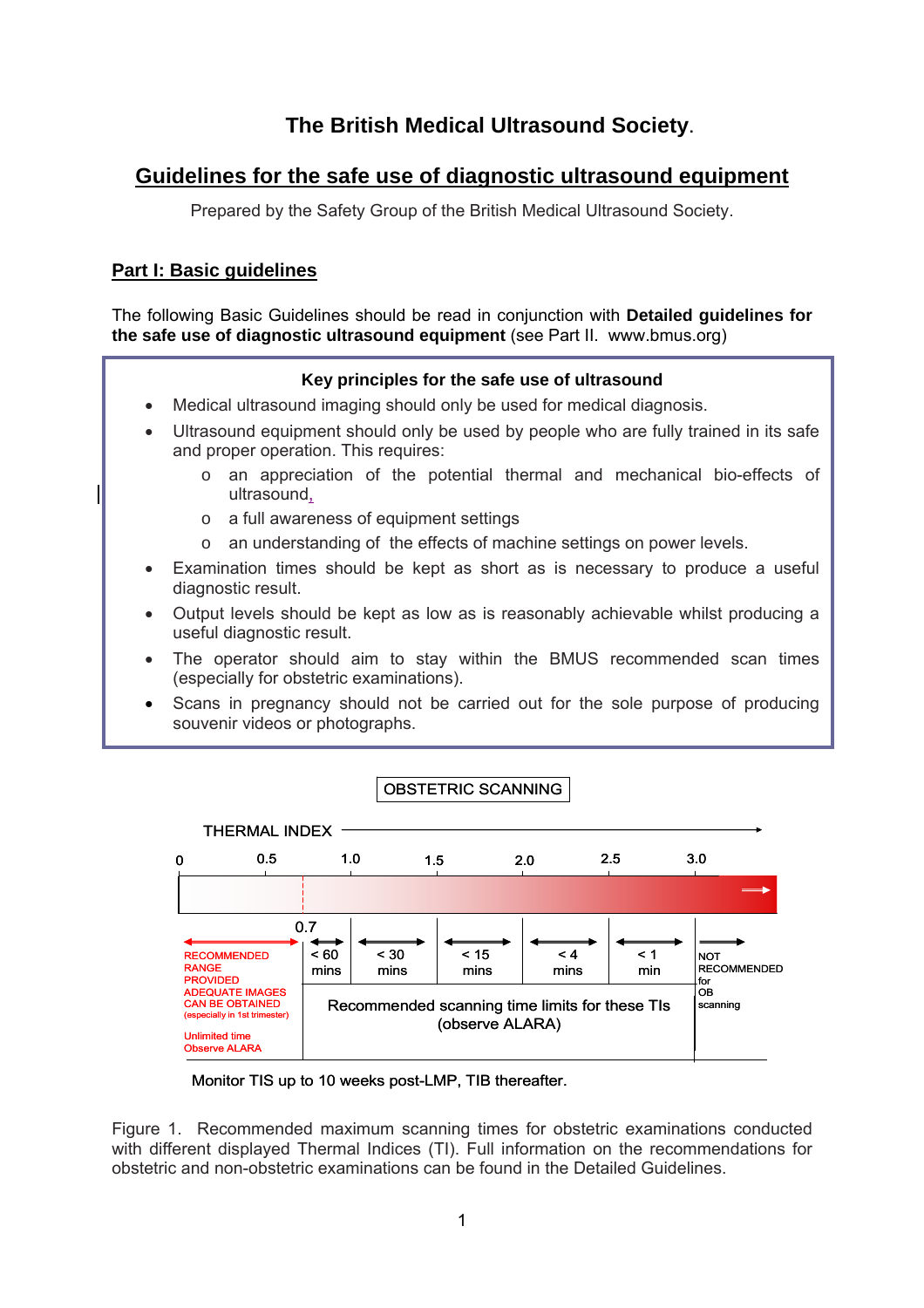# The British Medical Ultrasound Society.

## Guidelines for the safe use of diagnostic ultrasound equipment

Prepared by the Safety Group of the British Medical Ultrasound Society.

### Part I: Basic guidelines

The following Basic Guidelines should be read in conjunction with **Detailed guidelines for the safe use of diagnostic ultrasound equipment** (see Part II. www.bmus.org)

**Key principles for the safe use of ultrasound**

- Medical ultrasound imaging should only be used for medical diagnosis.
- Ultrasound equipment should only be used by people who are fully trained in its safe and proper operation. This requires:
  - an appreciation of the potential thermal and mechanical bio-effects of ultrasound,
  - a full awareness of equipment settings
  - an understanding of the effects of machine settings on power levels.
- Examination times should be kept as short as is necessary to produce a useful diagnostic result.
- Output levels should be kept as low as is reasonably achievable whilst producing a useful diagnostic result.
- The operator should aim to stay within the BMUS recommended scan times (especially for obstetric examinations).
- Scans in pregnancy should not be carried out for the sole purpose of producing souvenir videos or photographs.

OBSTETRIC SCANNING

THERMAL INDEX →

| Thermal Index | 0 – 0.7 | 0.7 – 1.0 | 1.0 – 1.5 | 1.5 – 2.0 | 2.0 – 2.5 | 2.5 – 3.0 | > 3.0 |
|---|---|---|---|---|---|---|---|
| Scanning time | RECOMMENDED RANGE PROVIDED ADEQUATE IMAGES CAN BE OBTAINED (especially in 1st trimester) Unlimited time Observe ALARA | < 60 mins | < 30 mins | < 15 mins | < 4 mins | < 1 min | NOT RECOMMENDED for OB scanning |
| | | Recommended scanning time limits for these TIs (observe ALARA) | | | | | |

Monitor TIS up to 10 weeks post-LMP, TIB thereafter.

Figure 1. Recommended maximum scanning times for obstetric examinations conducted with different displayed Thermal Indices (TI). Full information on the recommendations for obstetric and non-obstetric examinations can be found in the Detailed Guidelines.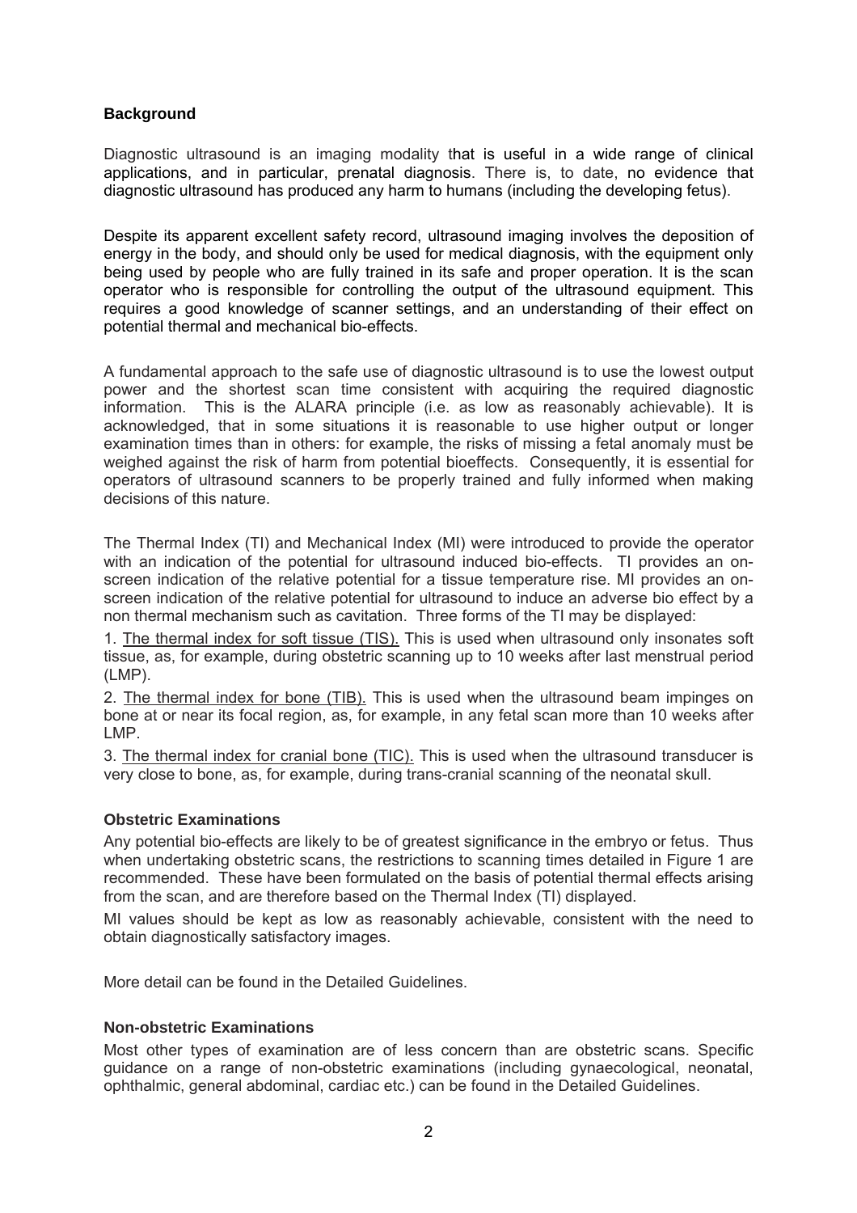## Background

Diagnostic ultrasound is an imaging modality that is useful in a wide range of clinical applications, and in particular, prenatal diagnosis. There is, to date, no evidence that diagnostic ultrasound has produced any harm to humans (including the developing fetus).

Despite its apparent excellent safety record, ultrasound imaging involves the deposition of energy in the body, and should only be used for medical diagnosis, with the equipment only being used by people who are fully trained in its safe and proper operation. It is the scan operator who is responsible for controlling the output of the ultrasound equipment. This requires a good knowledge of scanner settings, and an understanding of their effect on potential thermal and mechanical bio-effects.

A fundamental approach to the safe use of diagnostic ultrasound is to use the lowest output power and the shortest scan time consistent with acquiring the required diagnostic information. This is the ALARA principle (i.e. as low as reasonably achievable). It is acknowledged, that in some situations it is reasonable to use higher output or longer examination times than in others: for example, the risks of missing a fetal anomaly must be weighed against the risk of harm from potential bioeffects. Consequently, it is essential for operators of ultrasound scanners to be properly trained and fully informed when making decisions of this nature.

The Thermal Index (TI) and Mechanical Index (MI) were introduced to provide the operator with an indication of the potential for ultrasound induced bio-effects. TI provides an on-screen indication of the relative potential for a tissue temperature rise. MI provides an on-screen indication of the relative potential for ultrasound to induce an adverse bio effect by a non thermal mechanism such as cavitation. Three forms of the TI may be displayed:

1. <u>The thermal index for soft tissue (TIS).</u> This is used when ultrasound only insonates soft tissue, as, for example, during obstetric scanning up to 10 weeks after last menstrual period (LMP).

2. <u>The thermal index for bone (TIB).</u> This is used when the ultrasound beam impinges on bone at or near its focal region, as, for example, in any fetal scan more than 10 weeks after LMP.

3. <u>The thermal index for cranial bone (TIC).</u> This is used when the ultrasound transducer is very close to bone, as, for example, during trans-cranial scanning of the neonatal skull.

## Obstetric Examinations

Any potential bio-effects are likely to be of greatest significance in the embryo or fetus. Thus when undertaking obstetric scans, the restrictions to scanning times detailed in Figure 1 are recommended. These have been formulated on the basis of potential thermal effects arising from the scan, and are therefore based on the Thermal Index (TI) displayed.

MI values should be kept as low as reasonably achievable, consistent with the need to obtain diagnostically satisfactory images.

More detail can be found in the Detailed Guidelines.

## Non-obstetric Examinations

Most other types of examination are of less concern than are obstetric scans. Specific guidance on a range of non-obstetric examinations (including gynaecological, neonatal, ophthalmic, general abdominal, cardiac etc.) can be found in the Detailed Guidelines.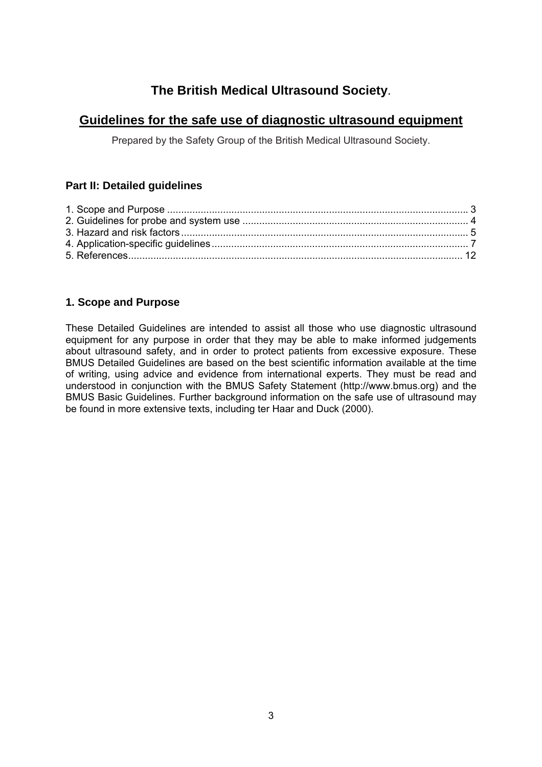# The British Medical Ultrasound Society.

## Guidelines for the safe use of diagnostic ultrasound equipment

Prepared by the Safety Group of the British Medical Ultrasound Society.

### Part II: Detailed guidelines

1. Scope and Purpose ........................................................................................................... 3
2. Guidelines for probe and system use ................................................................................ 4
3. Hazard and risk factors ...................................................................................................... 5
4. Application-specific guidelines ........................................................................................... 7
5. References....................................................................................................................... 12

### 1. Scope and Purpose

These Detailed Guidelines are intended to assist all those who use diagnostic ultrasound equipment for any purpose in order that they may be able to make informed judgements about ultrasound safety, and in order to protect patients from excessive exposure. These BMUS Detailed Guidelines are based on the best scientific information available at the time of writing, using advice and evidence from international experts. They must be read and understood in conjunction with the BMUS Safety Statement (http://www.bmus.org) and the BMUS Basic Guidelines. Further background information on the safe use of ultrasound may be found in more extensive texts, including ter Haar and Duck (2000).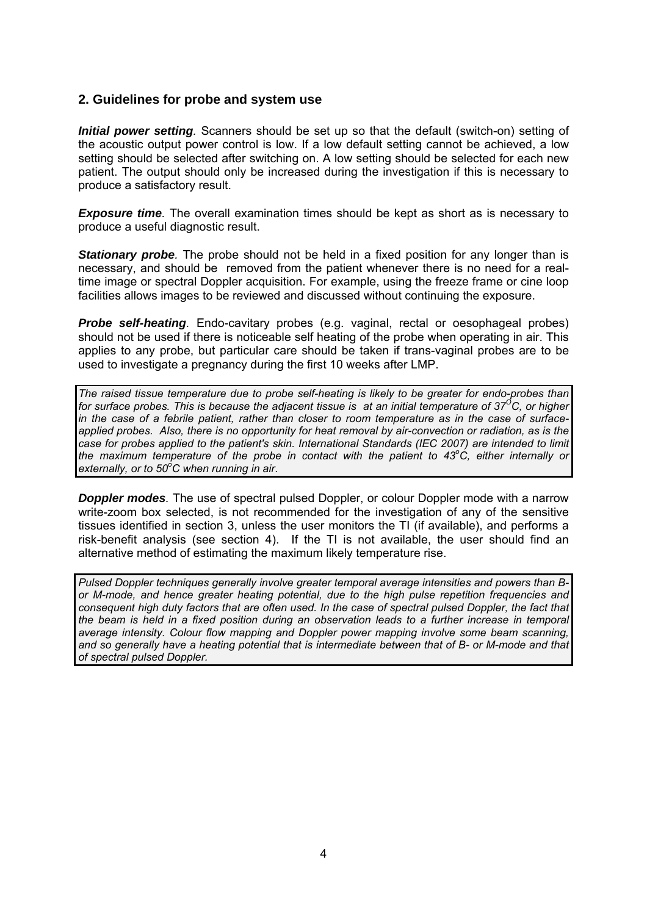## 2. Guidelines for probe and system use

***Initial power setting**.* Scanners should be set up so that the default (switch-on) setting of the acoustic output power control is low. If a low default setting cannot be achieved, a low setting should be selected after switching on. A low setting should be selected for each new patient. The output should only be increased during the investigation if this is necessary to produce a satisfactory result.

***Exposure time**.* The overall examination times should be kept as short as is necessary to produce a useful diagnostic result.

***Stationary probe***. The probe should not be held in a fixed position for any longer than is necessary, and should be removed from the patient whenever there is no need for a real-time image or spectral Doppler acquisition. For example, using the freeze frame or cine loop facilities allows images to be reviewed and discussed without continuing the exposure.

***Probe self-heating**.* Endo-cavitary probes (e.g. vaginal, rectal or oesophageal probes) should not be used if there is noticeable self heating of the probe when operating in air. This applies to any probe, but particular care should be taken if trans-vaginal probes are to be used to investigate a pregnancy during the first 10 weeks after LMP.

> *The raised tissue temperature due to probe self-heating is likely to be greater for endo-probes than for surface probes. This is because the adjacent tissue is at an initial temperature of 37$^{O}$C, or higher in the case of a febrile patient, rather than closer to room temperature as in the case of surface-applied probes. Also, there is no opportunity for heat removal by air-convection or radiation, as is the case for probes applied to the patient's skin. International Standards (IEC 2007) are intended to limit the maximum temperature of the probe in contact with the patient to 43$^{o}$C, either internally or externally, or to 50$^{o}$C when running in air.*

***Doppler modes***. The use of spectral pulsed Doppler, or colour Doppler mode with a narrow write-zoom box selected, is not recommended for the investigation of any of the sensitive tissues identified in section 3, unless the user monitors the TI (if available), and performs a risk-benefit analysis (see section 4). If the TI is not available, the user should find an alternative method of estimating the maximum likely temperature rise.

> *Pulsed Doppler techniques generally involve greater temporal average intensities and powers than B- or M-mode, and hence greater heating potential, due to the high pulse repetition frequencies and consequent high duty factors that are often used. In the case of spectral pulsed Doppler, the fact that the beam is held in a fixed position during an observation leads to a further increase in temporal average intensity. Colour flow mapping and Doppler power mapping involve some beam scanning, and so generally have a heating potential that is intermediate between that of B- or M-mode and that of spectral pulsed Doppler.*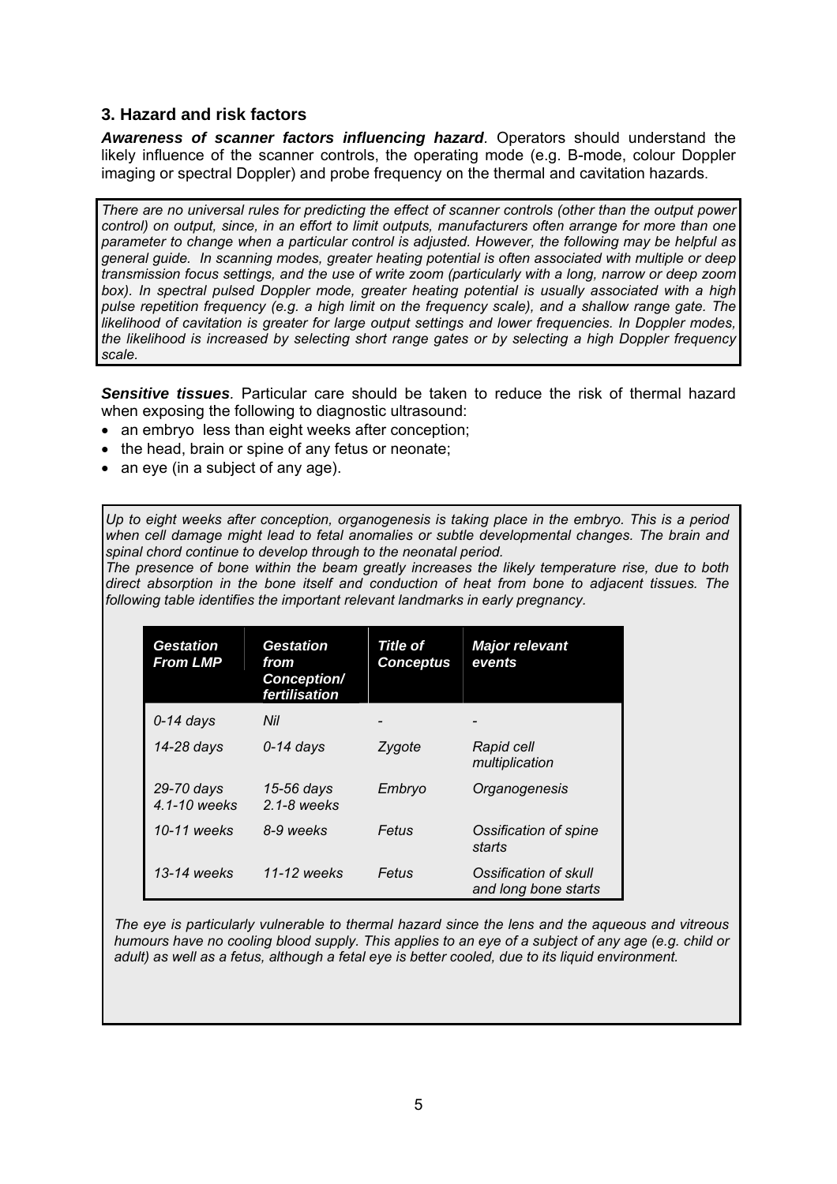## 3. Hazard and risk factors

***Awareness of scanner factors influencing hazard***. Operators should understand the likely influence of the scanner controls, the operating mode (e.g. B-mode, colour Doppler imaging or spectral Doppler) and probe frequency on the thermal and cavitation hazards.

*There are no universal rules for predicting the effect of scanner controls (other than the output power control) on output, since, in an effort to limit outputs, manufacturers often arrange for more than one parameter to change when a particular control is adjusted. However, the following may be helpful as general guide. In scanning modes, greater heating potential is often associated with multiple or deep transmission focus settings, and the use of write zoom (particularly with a long, narrow or deep zoom box). In spectral pulsed Doppler mode, greater heating potential is usually associated with a high pulse repetition frequency (e.g. a high limit on the frequency scale), and a shallow range gate. The likelihood of cavitation is greater for large output settings and lower frequencies. In Doppler modes, the likelihood is increased by selecting short range gates or by selecting a high Doppler frequency scale.*

***Sensitive tissues***. Particular care should be taken to reduce the risk of thermal hazard when exposing the following to diagnostic ultrasound:

- an embryo less than eight weeks after conception;
- the head, brain or spine of any fetus or neonate;
- an eye (in a subject of any age).

*Up to eight weeks after conception, organogenesis is taking place in the embryo. This is a period when cell damage might lead to fetal anomalies or subtle developmental changes. The brain and spinal chord continue to develop through to the neonatal period.*

*The presence of bone within the beam greatly increases the likely temperature rise, due to both direct absorption in the bone itself and conduction of heat from bone to adjacent tissues. The following table identifies the important relevant landmarks in early pregnancy.*

| ***Gestation From LMP*** | ***Gestation from Conception/ fertilisation*** | ***Title of Conceptus*** | ***Major relevant events*** |
|---|---|---|---|
| *0-14 days* | *Nil* | - | - |
| *14-28 days* | *0-14 days* | *Zygote* | *Rapid cell multiplication* |
| *29-70 days 4.1-10 weeks* | *15-56 days 2.1-8 weeks* | *Embryo* | *Organogenesis* |
| *10-11 weeks* | *8-9 weeks* | *Fetus* | *Ossification of spine starts* |
| *13-14 weeks* | *11-12 weeks* | *Fetus* | *Ossification of skull and long bone starts* |

*The eye is particularly vulnerable to thermal hazard since the lens and the aqueous and vitreous humours have no cooling blood supply. This applies to an eye of a subject of any age (e.g. child or adult) as well as a fetus, although a fetal eye is better cooled, due to its liquid environment.*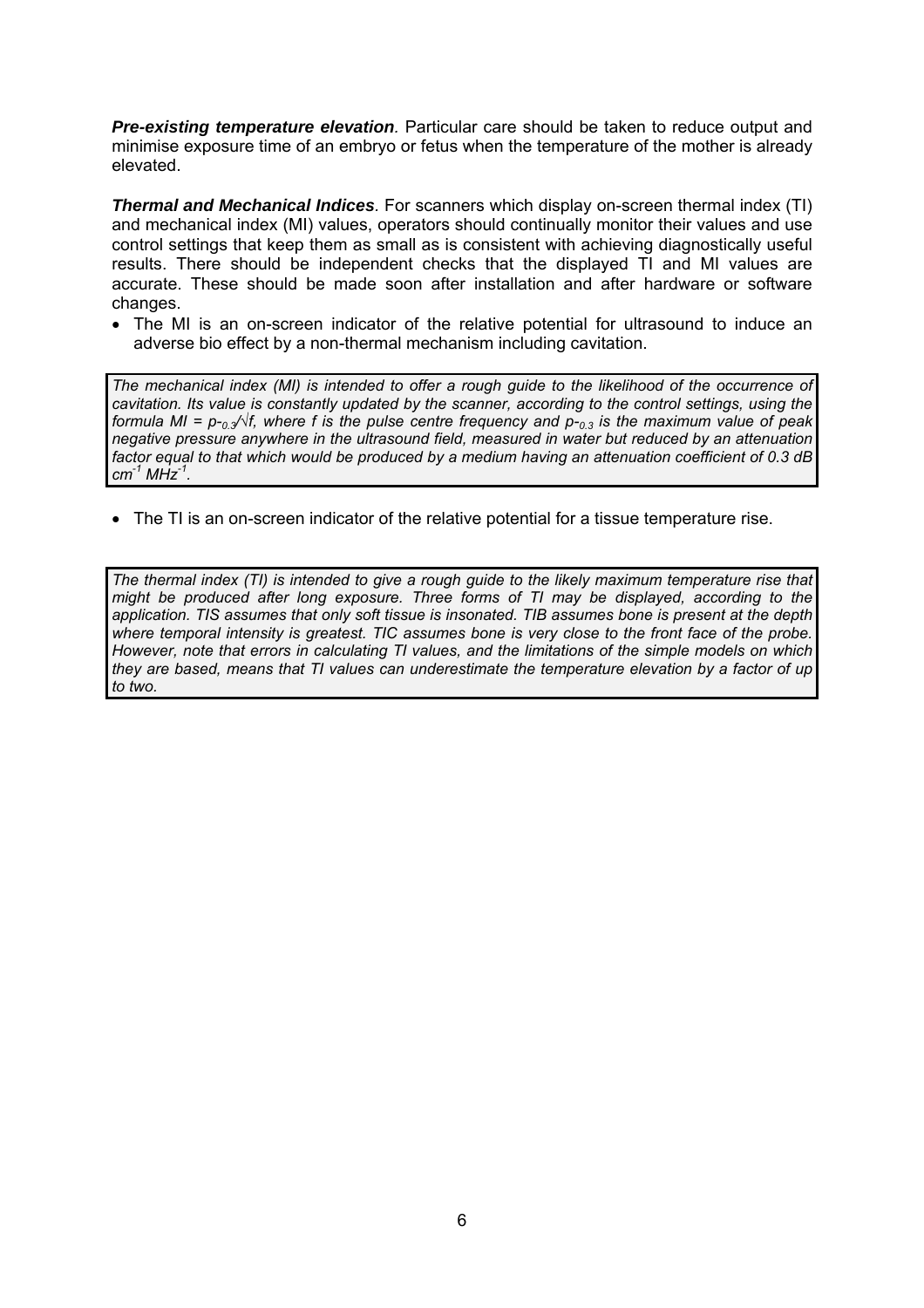***Pre-existing temperature elevation**.* Particular care should be taken to reduce output and minimise exposure time of an embryo or fetus when the temperature of the mother is already elevated.

***Thermal and Mechanical Indices**.* For scanners which display on-screen thermal index (TI) and mechanical index (MI) values, operators should continually monitor their values and use control settings that keep them as small as is consistent with achieving diagnostically useful results. There should be independent checks that the displayed TI and MI values are accurate. These should be made soon after installation and after hardware or software changes.

- The MI is an on-screen indicator of the relative potential for ultrasound to induce an adverse bio effect by a non-thermal mechanism including cavitation.

*The mechanical index (MI) is intended to offer a rough guide to the likelihood of the occurrence of cavitation. Its value is constantly updated by the scanner, according to the control settings, using the formula $MI = p_{-0.3}/\sqrt{f}$, where f is the pulse centre frequency and $p_{-0.3}$ is the maximum value of peak negative pressure anywhere in the ultrasound field, measured in water but reduced by an attenuation factor equal to that which would be produced by a medium having an attenuation coefficient of 0.3 dB $cm^{-1}$ $MHz^{-1}$.*

- The TI is an on-screen indicator of the relative potential for a tissue temperature rise.

*The thermal index (TI) is intended to give a rough guide to the likely maximum temperature rise that might be produced after long exposure. Three forms of TI may be displayed, according to the application. TIS assumes that only soft tissue is insonated. TIB assumes bone is present at the depth where temporal intensity is greatest. TIC assumes bone is very close to the front face of the probe. However, note that errors in calculating TI values, and the limitations of the simple models on which they are based, means that TI values can underestimate the temperature elevation by a factor of up to two.*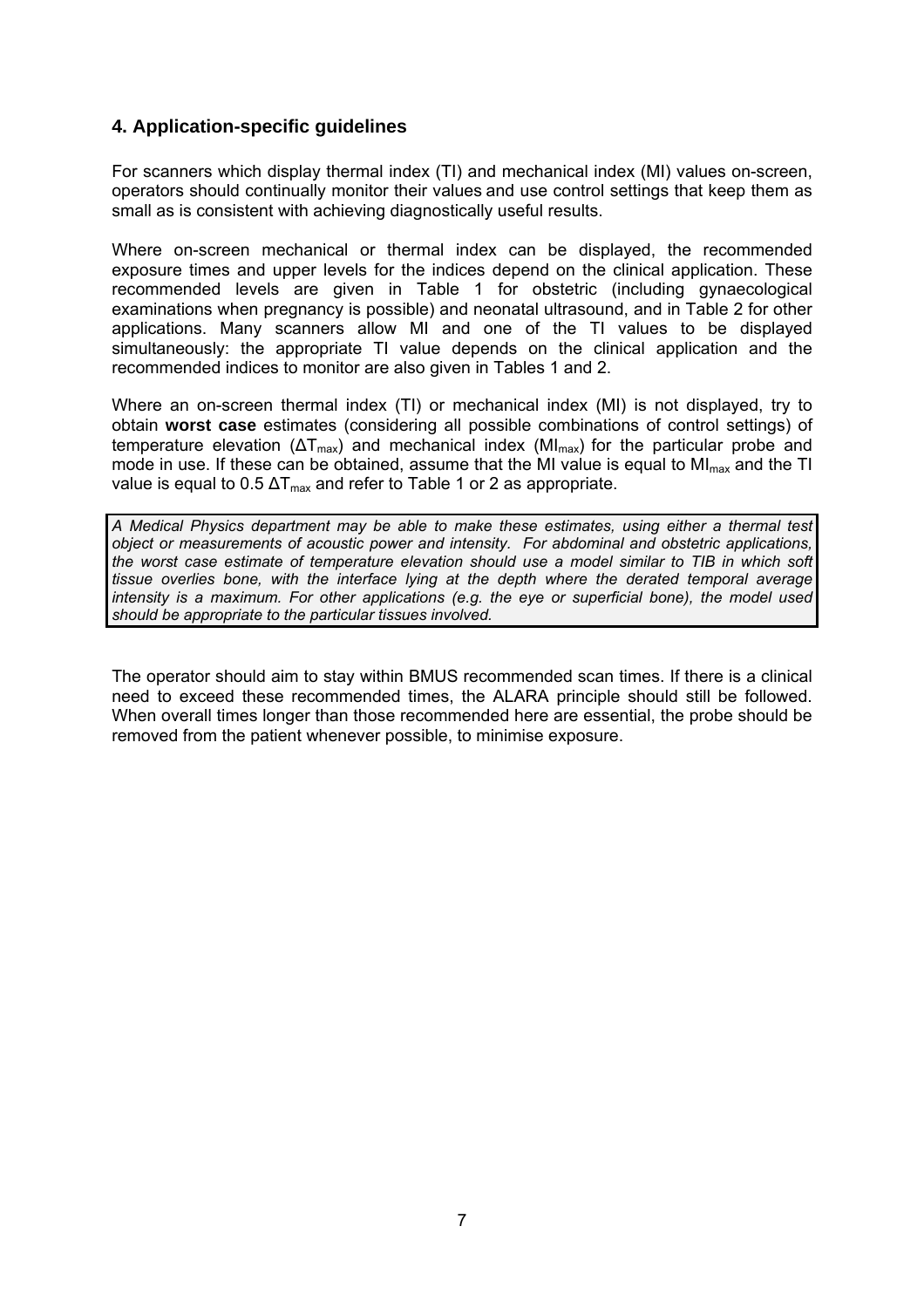## 4. Application-specific guidelines

For scanners which display thermal index (TI) and mechanical index (MI) values on-screen, operators should continually monitor their values and use control settings that keep them as small as is consistent with achieving diagnostically useful results.

Where on-screen mechanical or thermal index can be displayed, the recommended exposure times and upper levels for the indices depend on the clinical application. These recommended levels are given in Table 1 for obstetric (including gynaecological examinations when pregnancy is possible) and neonatal ultrasound, and in Table 2 for other applications. Many scanners allow MI and one of the TI values to be displayed simultaneously: the appropriate TI value depends on the clinical application and the recommended indices to monitor are also given in Tables 1 and 2.

Where an on-screen thermal index (TI) or mechanical index (MI) is not displayed, try to obtain **worst case** estimates (considering all possible combinations of control settings) of temperature elevation ($\Delta T_{max}$) and mechanical index ($MI_{max}$) for the particular probe and mode in use. If these can be obtained, assume that the MI value is equal to $MI_{max}$ and the TI value is equal to 0.5 $\Delta T_{max}$ and refer to Table 1 or 2 as appropriate.

*A Medical Physics department may be able to make these estimates, using either a thermal test object or measurements of acoustic power and intensity. For abdominal and obstetric applications, the worst case estimate of temperature elevation should use a model similar to TIB in which soft tissue overlies bone, with the interface lying at the depth where the derated temporal average intensity is a maximum. For other applications (e.g. the eye or superficial bone), the model used should be appropriate to the particular tissues involved.*

The operator should aim to stay within BMUS recommended scan times. If there is a clinical need to exceed these recommended times, the ALARA principle should still be followed. When overall times longer than those recommended here are essential, the probe should be removed from the patient whenever possible, to minimise exposure.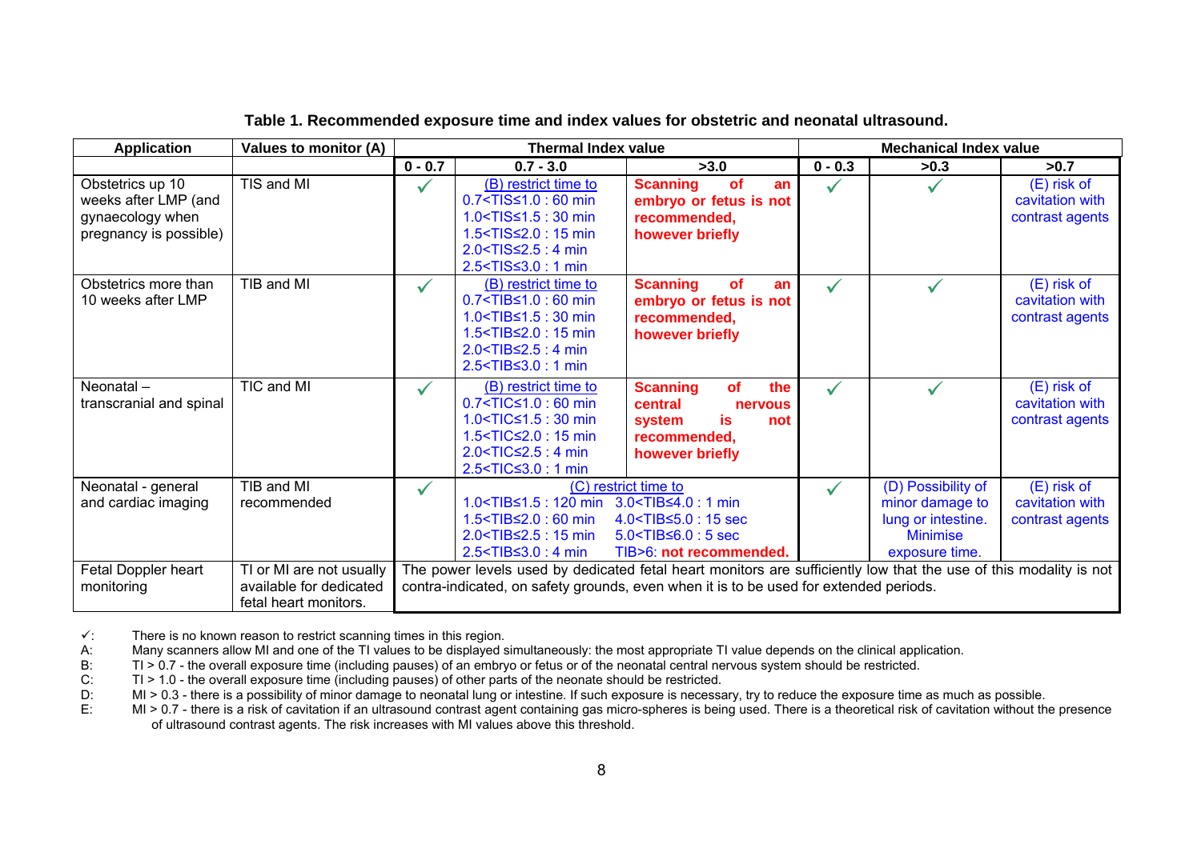**Table 1. Recommended exposure time and index values for obstetric and neonatal ultrasound.**

| Application | Values to monitor (A) | Thermal Index value | | | Mechanical Index value | | |
|---|---|---|---|---|---|---|---|
| | | 0 - 0.7 | 0.7 - 3.0 | >3.0 | 0 - 0.3 | >0.3 | >0.7 |
| Obstetrics up 10 weeks after LMP (and gynaecology when pregnancy is possible) | TIS and MI | ✓ | (B) restrict time to<br>0.7<TIS≤1.0 : 60 min<br>1.0<TIS≤1.5 : 30 min<br>1.5<TIS≤2.0 : 15 min<br>2.0<TIS≤2.5 : 4 min<br>2.5<TIS≤3.0 : 1 min | **Scanning of an embryo or fetus is not recommended, however briefly** | ✓ | ✓ | (E) risk of cavitation with contrast agents |
| Obstetrics more than 10 weeks after LMP | TIB and MI | ✓ | (B) restrict time to<br>0.7<TIB≤1.0 : 60 min<br>1.0<TIB≤1.5 : 30 min<br>1.5<TIB≤2.0 : 15 min<br>2.0<TIB≤2.5 : 4 min<br>2.5<TIB≤3.0 : 1 min | **Scanning of an embryo or fetus is not recommended, however briefly** | ✓ | ✓ | (E) risk of cavitation with contrast agents |
| Neonatal – transcranial and spinal | TIC and MI | ✓ | (B) restrict time to<br>0.7<TIC≤1.0 : 60 min<br>1.0<TIC≤1.5 : 30 min<br>1.5<TIC≤2.0 : 15 min<br>2.0<TIC≤2.5 : 4 min<br>2.5<TIC≤3.0 : 1 min | **Scanning of the central nervous system is not recommended, however briefly** | ✓ | ✓ | (E) risk of cavitation with contrast agents |
| Neonatal - general and cardiac imaging | TIB and MI recommended | ✓ | (C) restrict time to<br>1.0<TIB≤1.5 : 120 min<br>1.5<TIB≤2.0 : 60 min<br>2.0<TIB≤2.5 : 15 min<br>2.5<TIB≤3.0 : 4 min | 3.0<TIB≤4.0 : 1 min<br>4.0<TIB≤5.0 : 15 sec<br>5.0<TIB≤6.0 : 5 sec<br>TIB>6: **not recommended.** | ✓ | (D) Possibility of minor damage to lung or intestine. Minimise exposure time. | (E) risk of cavitation with contrast agents |
| Fetal Doppler heart monitoring | TI or MI are not usually available for dedicated fetal heart monitors. | The power levels used by dedicated fetal heart monitors are sufficiently low that the use of this modality is not contra-indicated, on safety grounds, even when it is to be used for extended periods. | | | | | |

✓: There is no known reason to restrict scanning times in this region.

A: Many scanners allow MI and one of the TI values to be displayed simultaneously: the most appropriate TI value depends on the clinical application.

B: TI > 0.7 - the overall exposure time (including pauses) of an embryo or fetus or of the neonatal central nervous system should be restricted.

C: TI > 1.0 - the overall exposure time (including pauses) of other parts of the neonate should be restricted.

D: MI > 0.3 - there is a possibility of minor damage to neonatal lung or intestine. If such exposure is necessary, try to reduce the exposure time as much as possible.

E: MI > 0.7 - there is a risk of cavitation if an ultrasound contrast agent containing gas micro-spheres is being used. There is a theoretical risk of cavitation without the presence of ultrasound contrast agents. The risk increases with MI values above this threshold.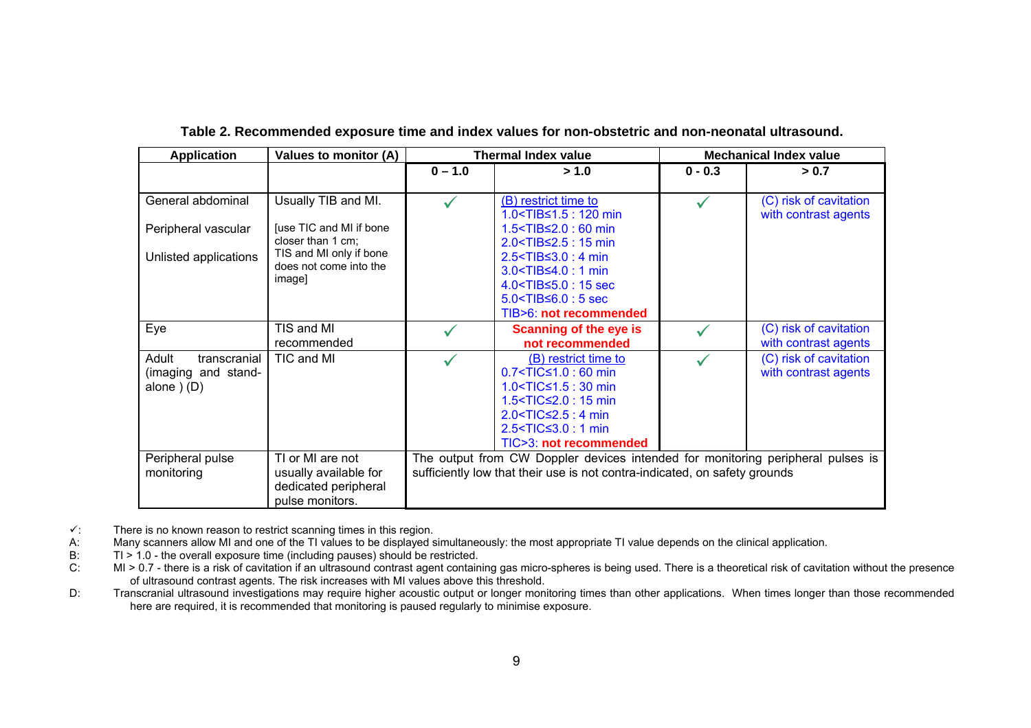**Table 2. Recommended exposure time and index values for non-obstetric and non-neonatal ultrasound.**

| Application | Values to monitor (A) | Thermal Index value | | Mechanical Index value | |
|---|---|---|---|---|---|
| | | 0 – 1.0 | > 1.0 | 0 - 0.3 | > 0.7 |
| General abdominal<br><br>Peripheral vascular<br><br>Unlisted applications | Usually TIB and MI.<br><br>[use TIC and MI if bone closer than 1 cm; TIS and MI only if bone does not come into the image] | ✓ | (B) restrict time to<br>1.0<TIB≤1.5 : 120 min<br>1.5<TIB≤2.0 : 60 min<br>2.0<TIB≤2.5 : 15 min<br>2.5<TIB≤3.0 : 4 min<br>3.0<TIB≤4.0 : 1 min<br>4.0<TIB≤5.0 : 15 sec<br>5.0<TIB≤6.0 : 5 sec<br>TIB>6: **not recommended** | ✓ | (C) risk of cavitation with contrast agents |
| Eye | TIS and MI recommended | ✓ | **Scanning of the eye is not recommended** | ✓ | (C) risk of cavitation with contrast agents |
| Adult transcranial (imaging and stand-alone ) (D) | TIC and MI | ✓ | (B) restrict time to<br>0.7<TIC≤1.0 : 60 min<br>1.0<TIC≤1.5 : 30 min<br>1.5<TIC≤2.0 : 15 min<br>2.0<TIC≤2.5 : 4 min<br>2.5<TIC≤3.0 : 1 min<br>TIC>3: **not recommended** | ✓ | (C) risk of cavitation with contrast agents |
| Peripheral pulse monitoring | TI or MI are not usually available for dedicated peripheral pulse monitors. | The output from CW Doppler devices intended for monitoring peripheral pulses is sufficiently low that their use is not contra-indicated, on safety grounds | | | |

✓: There is no known reason to restrict scanning times in this region.

A: Many scanners allow MI and one of the TI values to be displayed simultaneously: the most appropriate TI value depends on the clinical application.

B: TI > 1.0 - the overall exposure time (including pauses) should be restricted.

C: MI > 0.7 - there is a risk of cavitation if an ultrasound contrast agent containing gas micro-spheres is being used. There is a theoretical risk of cavitation without the presence of ultrasound contrast agents. The risk increases with MI values above this threshold.

D: Transcranial ultrasound investigations may require higher acoustic output or longer monitoring times than other applications. When times longer than those recommended here are required, it is recommended that monitoring is paused regularly to minimise exposure.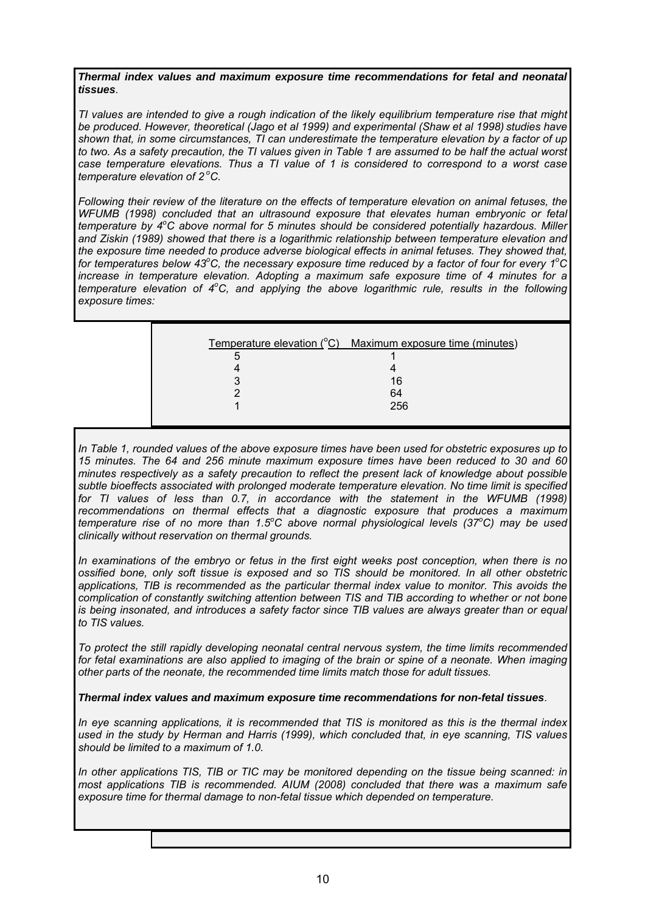***Thermal index values and maximum exposure time recommendations for fetal and neonatal tissues**.*

*TI values are intended to give a rough indication of the likely equilibrium temperature rise that might be produced. However, theoretical (Jago et al 1999) and experimental (Shaw et al 1998) studies have shown that, in some circumstances, TI can underestimate the temperature elevation by a factor of up to two. As a safety precaution, the TI values given in Table 1 are assumed to be half the actual worst case temperature elevations. Thus a TI value of 1 is considered to correspond to a worst case temperature elevation of 2°C.*

*Following their review of the literature on the effects of temperature elevation on animal fetuses, the WFUMB (1998) concluded that an ultrasound exposure that elevates human embryonic or fetal temperature by 4°C above normal for 5 minutes should be considered potentially hazardous. Miller and Ziskin (1989) showed that there is a logarithmic relationship between temperature elevation and the exposure time needed to produce adverse biological effects in animal fetuses. They showed that, for temperatures below 43°C, the necessary exposure time reduced by a factor of four for every 1°C increase in temperature elevation. Adopting a maximum safe exposure time of 4 minutes for a temperature elevation of 4°C, and applying the above logarithmic rule, results in the following exposure times:*

| Temperature elevation (°C) | Maximum exposure time (minutes) |
|---|---|
| 5 | 1 |
| 4 | 4 |
| 3 | 16 |
| 2 | 64 |
| 1 | 256 |

*In Table 1, rounded values of the above exposure times have been used for obstetric exposures up to 15 minutes. The 64 and 256 minute maximum exposure times have been reduced to 30 and 60 minutes respectively as a safety precaution to reflect the present lack of knowledge about possible subtle bioeffects associated with prolonged moderate temperature elevation. No time limit is specified for TI values of less than 0.7, in accordance with the statement in the WFUMB (1998) recommendations on thermal effects that a diagnostic exposure that produces a maximum temperature rise of no more than 1.5°C above normal physiological levels (37°C) may be used clinically without reservation on thermal grounds.*

*In examinations of the embryo or fetus in the first eight weeks post conception, when there is no ossified bone, only soft tissue is exposed and so TIS should be monitored. In all other obstetric applications, TIB is recommended as the particular thermal index value to monitor. This avoids the complication of constantly switching attention between TIS and TIB according to whether or not bone is being insonated, and introduces a safety factor since TIB values are always greater than or equal to TIS values.*

*To protect the still rapidly developing neonatal central nervous system, the time limits recommended for fetal examinations are also applied to imaging of the brain or spine of a neonate. When imaging other parts of the neonate, the recommended time limits match those for adult tissues.*

***Thermal index values and maximum exposure time recommendations for non-fetal tissues**.*

*In eye scanning applications, it is recommended that TIS is monitored as this is the thermal index used in the study by Herman and Harris (1999), which concluded that, in eye scanning, TIS values should be limited to a maximum of 1.0.*

*In other applications TIS, TIB or TIC may be monitored depending on the tissue being scanned: in most applications TIB is recommended. AIUM (2008) concluded that there was a maximum safe exposure time for thermal damage to non-fetal tissue which depended on temperature.*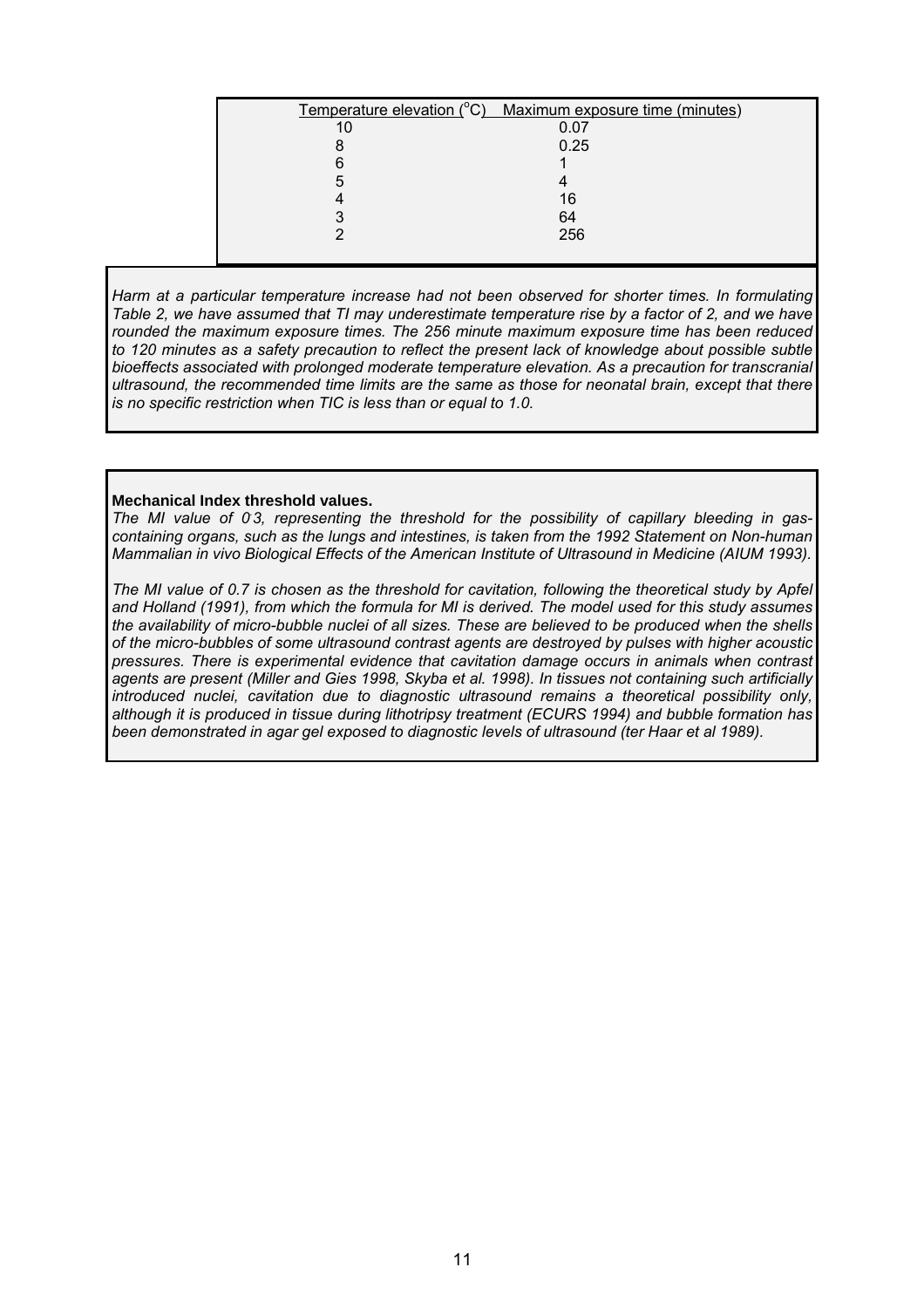| Temperature elevation (°C) | Maximum exposure time (minutes) |
|---|---|
| 10 | 0.07 |
| 8 | 0.25 |
| 6 | 1 |
| 5 | 4 |
| 4 | 16 |
| 3 | 64 |
| 2 | 256 |

*Harm at a particular temperature increase had not been observed for shorter times. In formulating Table 2, we have assumed that TI may underestimate temperature rise by a factor of 2, and we have rounded the maximum exposure times. The 256 minute maximum exposure time has been reduced to 120 minutes as a safety precaution to reflect the present lack of knowledge about possible subtle bioeffects associated with prolonged moderate temperature elevation. As a precaution for transcranial ultrasound, the recommended time limits are the same as those for neonatal brain, except that there is no specific restriction when TIC is less than or equal to 1.0.*

**Mechanical Index threshold values.**

*The MI value of 0.3, representing the threshold for the possibility of capillary bleeding in gas-containing organs, such as the lungs and intestines, is taken from the 1992 Statement on Non-human Mammalian in vivo Biological Effects of the American Institute of Ultrasound in Medicine (AIUM 1993).*

*The MI value of 0.7 is chosen as the threshold for cavitation, following the theoretical study by Apfel and Holland (1991), from which the formula for MI is derived. The model used for this study assumes the availability of micro-bubble nuclei of all sizes. These are believed to be produced when the shells of the micro-bubbles of some ultrasound contrast agents are destroyed by pulses with higher acoustic pressures. There is experimental evidence that cavitation damage occurs in animals when contrast agents are present (Miller and Gies 1998, Skyba et al. 1998). In tissues not containing such artificially introduced nuclei, cavitation due to diagnostic ultrasound remains a theoretical possibility only, although it is produced in tissue during lithotripsy treatment (ECURS 1994) and bubble formation has been demonstrated in agar gel exposed to diagnostic levels of ultrasound (ter Haar et al 1989).*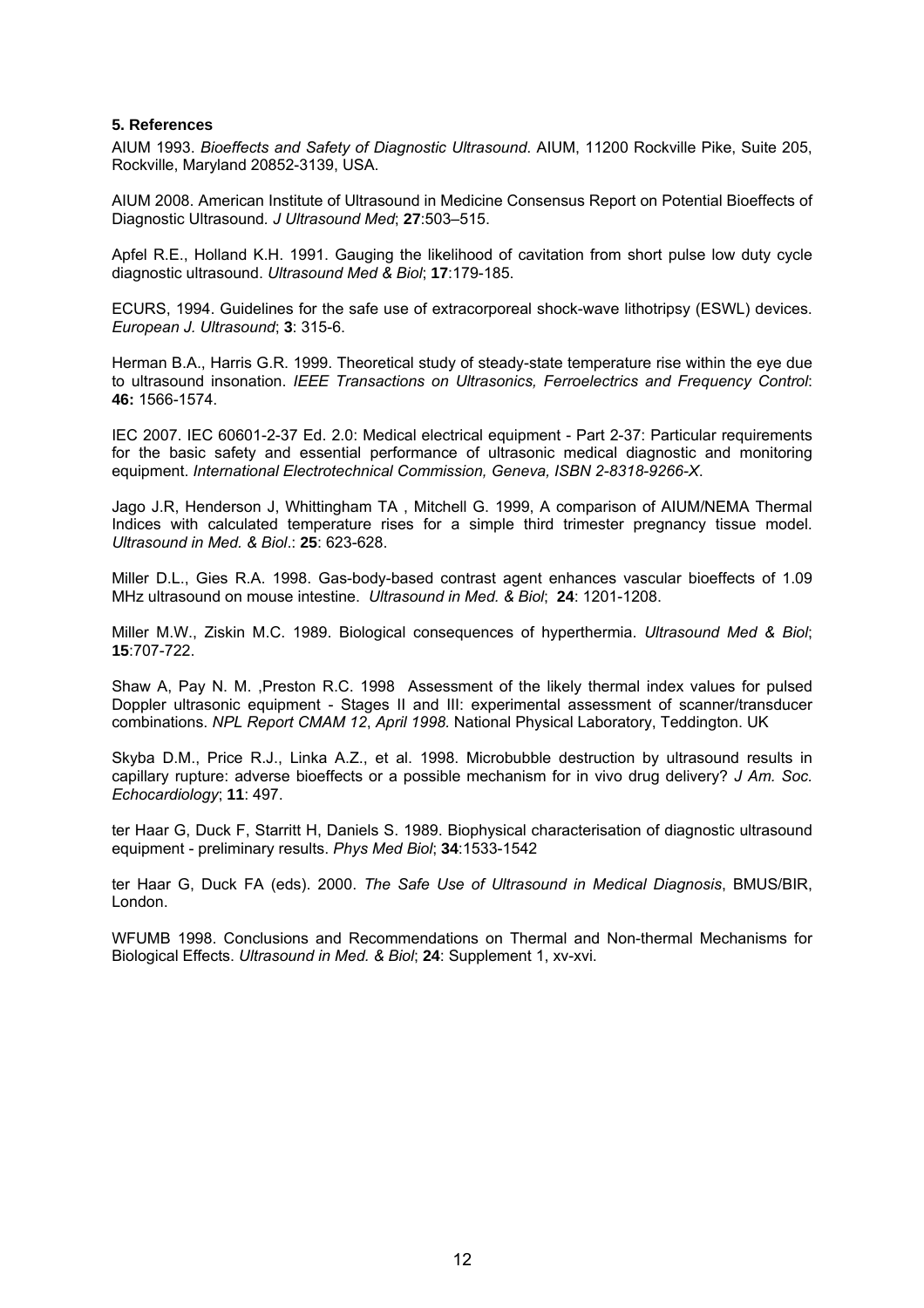### 5. References

AIUM 1993. *Bioeffects and Safety of Diagnostic Ultrasound*. AIUM, 11200 Rockville Pike, Suite 205, Rockville, Maryland 20852-3139, USA.

AIUM 2008. American Institute of Ultrasound in Medicine Consensus Report on Potential Bioeffects of Diagnostic Ultrasound. *J Ultrasound Med*; **27**:503–515.

Apfel R.E., Holland K.H. 1991. Gauging the likelihood of cavitation from short pulse low duty cycle diagnostic ultrasound. *Ultrasound Med & Biol*; **17**:179-185.

ECURS, 1994. Guidelines for the safe use of extracorporeal shock-wave lithotripsy (ESWL) devices. *European J. Ultrasound*; **3**: 315-6.

Herman B.A., Harris G.R. 1999. Theoretical study of steady-state temperature rise within the eye due to ultrasound insonation. *IEEE Transactions on Ultrasonics, Ferroelectrics and Frequency Control*: **46:** 1566-1574.

IEC 2007. IEC 60601-2-37 Ed. 2.0: Medical electrical equipment - Part 2-37: Particular requirements for the basic safety and essential performance of ultrasonic medical diagnostic and monitoring equipment. *International Electrotechnical Commission, Geneva, ISBN 2-8318-9266-X*.

Jago J.R, Henderson J, Whittingham TA , Mitchell G. 1999, A comparison of AIUM/NEMA Thermal Indices with calculated temperature rises for a simple third trimester pregnancy tissue model. *Ultrasound in Med. & Biol*.: **25**: 623-628.

Miller D.L., Gies R.A. 1998. Gas-body-based contrast agent enhances vascular bioeffects of 1.09 MHz ultrasound on mouse intestine. *Ultrasound in Med. & Biol*; **24**: 1201-1208.

Miller M.W., Ziskin M.C. 1989. Biological consequences of hyperthermia. *Ultrasound Med & Biol*; **15**:707-722.

Shaw A, Pay N. M. ,Preston R.C. 1998 Assessment of the likely thermal index values for pulsed Doppler ultrasonic equipment - Stages II and III: experimental assessment of scanner/transducer combinations. *NPL Report CMAM 12*, *April 1998.* National Physical Laboratory, Teddington. UK

Skyba D.M., Price R.J., Linka A.Z., et al. 1998. Microbubble destruction by ultrasound results in capillary rupture: adverse bioeffects or a possible mechanism for in vivo drug delivery? *J Am. Soc. Echocardiology*; **11**: 497.

ter Haar G, Duck F, Starritt H, Daniels S. 1989. Biophysical characterisation of diagnostic ultrasound equipment - preliminary results. *Phys Med Biol*; **34**:1533-1542

ter Haar G, Duck FA (eds). 2000. *The Safe Use of Ultrasound in Medical Diagnosis*, BMUS/BIR, London.

WFUMB 1998. Conclusions and Recommendations on Thermal and Non-thermal Mechanisms for Biological Effects. *Ultrasound in Med. & Biol*; **24**: Supplement 1, xv-xvi.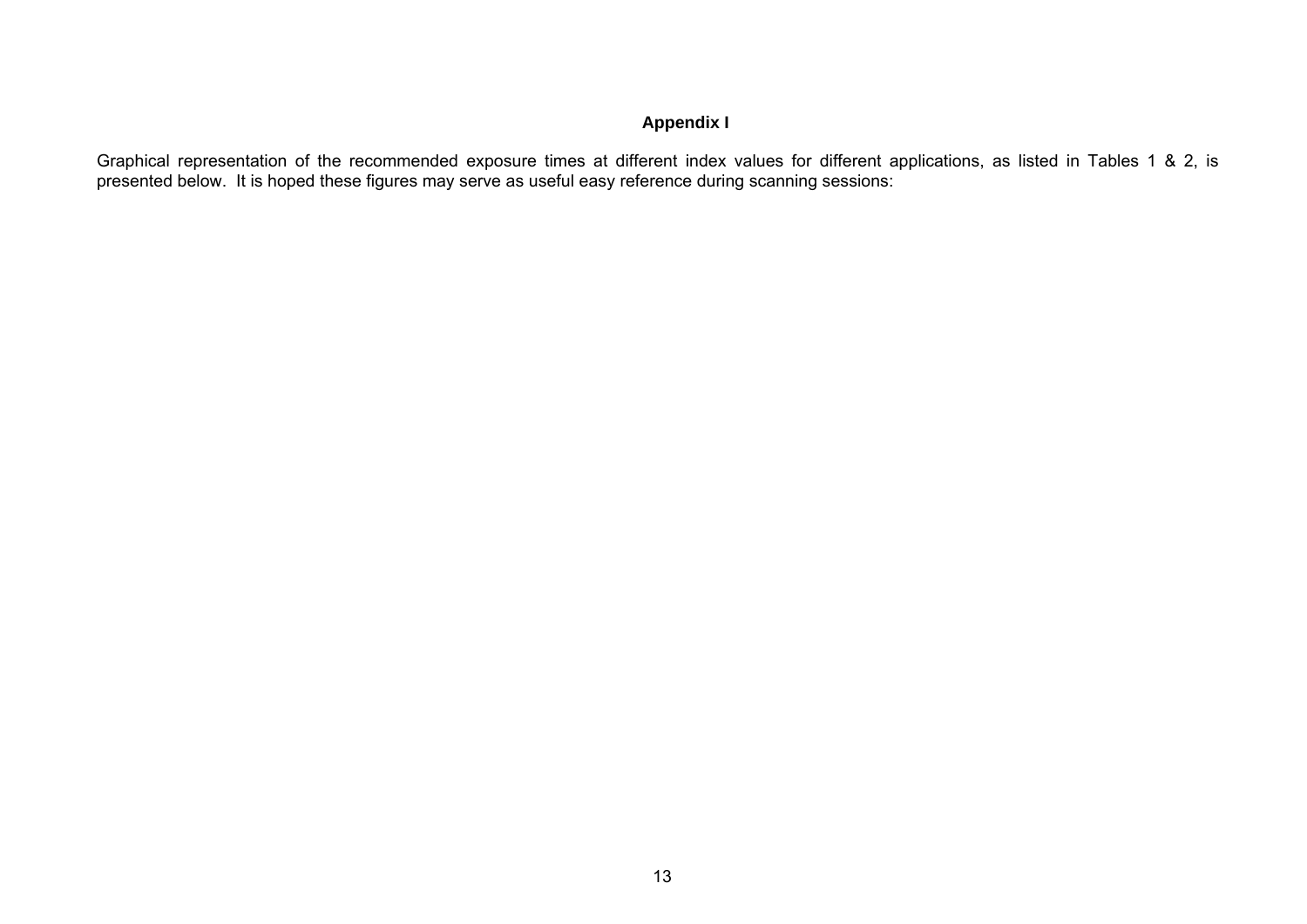# Appendix I

Graphical representation of the recommended exposure times at different index values for different applications, as listed in Tables 1 & 2, is presented below. It is hoped these figures may serve as useful easy reference during scanning sessions: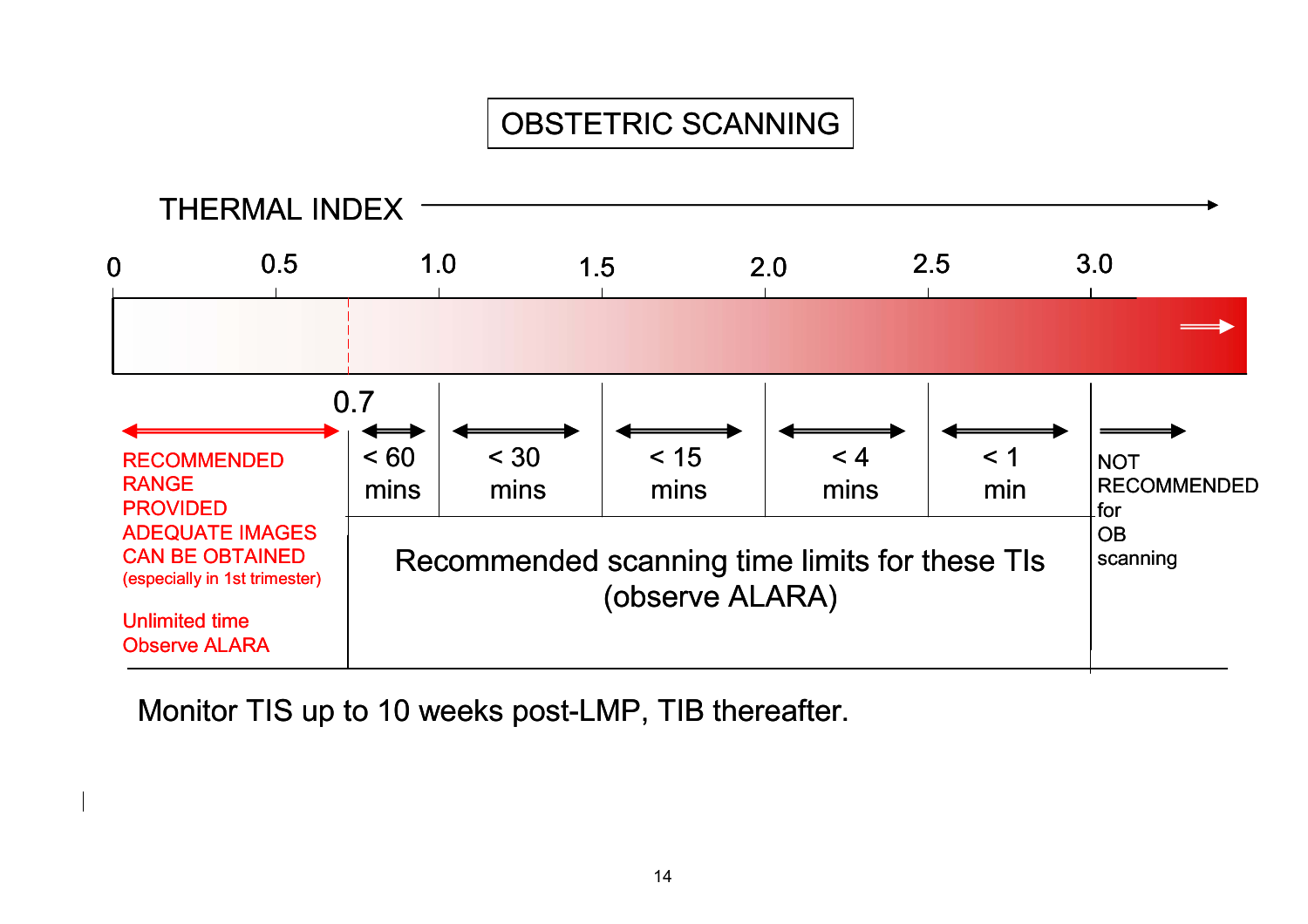# OBSTETRIC SCANNING

THERMAL INDEX →

| Thermal Index | 0 – 0.7 | 0.7 – 1.0 | 1.0 – 1.5 | 1.5 – 2.0 | 2.0 – 2.5 | 2.5 – 3.0 | > 3.0 |
|---|---|---|---|---|---|---|---|
| Scanning time | RECOMMENDED RANGE PROVIDED ADEQUATE IMAGES CAN BE OBTAINED (especially in 1st trimester) Unlimited time Observe ALARA | < 60 mins | < 30 mins | < 15 mins | < 4 mins | < 1 min | NOT RECOMMENDED for OB scanning |

Recommended scanning time limits for these TIs (observe ALARA)

Monitor TIS up to 10 weeks post-LMP, TIB thereafter.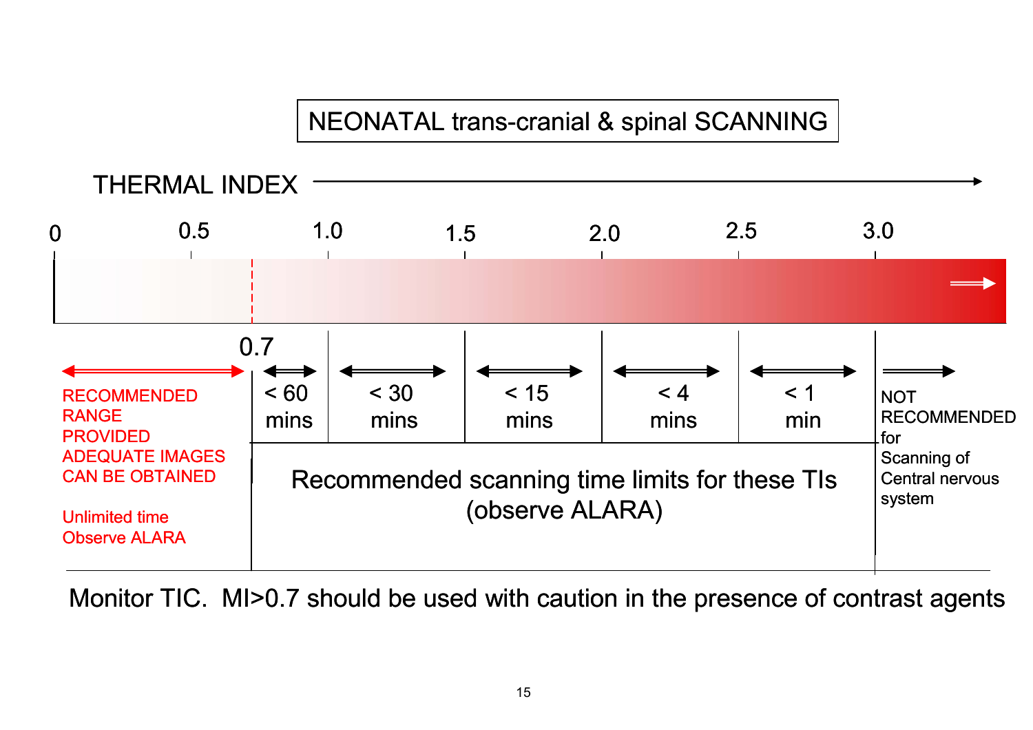# NEONATAL trans-cranial & spinal SCANNING

**THERMAL INDEX** →

| 0 – 0.7 | 0.7 – 1.0 | 1.0 – 1.5 | 1.5 – 2.0 | 2.0 – 2.5 | 2.5 – 3.0 | > 3.0 |
|---|---|---|---|---|---|---|
| RECOMMENDED RANGE PROVIDED ADEQUATE IMAGES CAN BE OBTAINED<br><br>Unlimited time<br>Observe ALARA | < 60 mins | < 30 mins | < 15 mins | < 4 mins | < 1 min | NOT RECOMMENDED for Scanning of Central nervous system |
| | Recommended scanning time limits for these TIs (observe ALARA) | | | | | |

Monitor TIC. MI>0.7 should be used with caution in the presence of contrast agents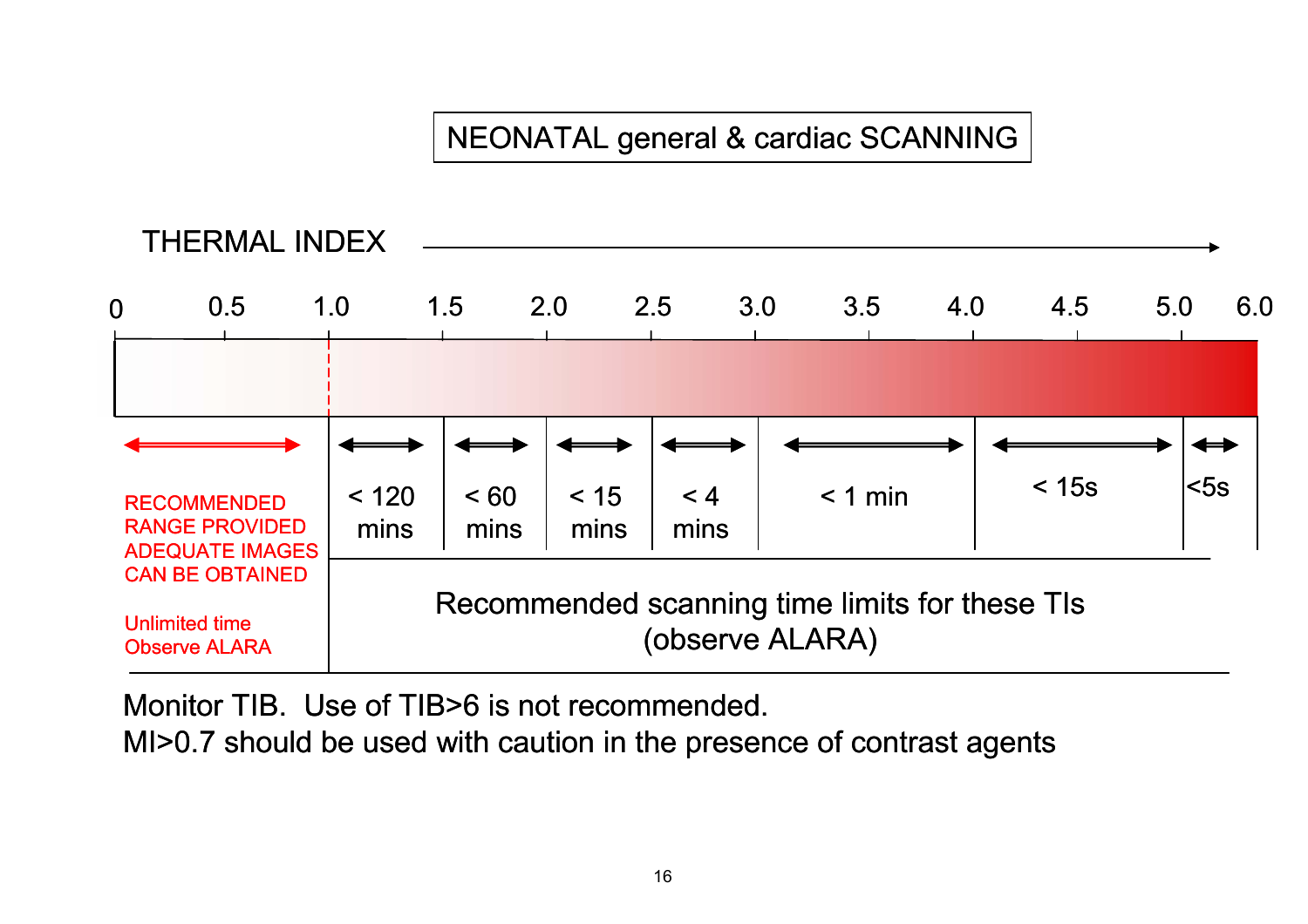# NEONATAL general & cardiac SCANNING

**THERMAL INDEX** →

| Thermal Index | 0 – 1.0 | 1.0 – 1.5 | 1.5 – 2.0 | 2.0 – 2.5 | 2.5 – 3.0 | 3.0 – 4.0 | 4.0 – 5.0 | 5.0 – 6.0 |
|---|---|---|---|---|---|---|---|---|
| Scanning time | RECOMMENDED RANGE PROVIDED ADEQUATE IMAGES CAN BE OBTAINED<br>Unlimited time<br>Observe ALARA | < 120 mins | < 60 mins | < 15 mins | < 4 mins | < 1 min | < 15s | <5s |

Recommended scanning time limits for these TIs (observe ALARA)

Monitor TIB. Use of TIB>6 is not recommended.

MI>0.7 should be used with caution in the presence of contrast agents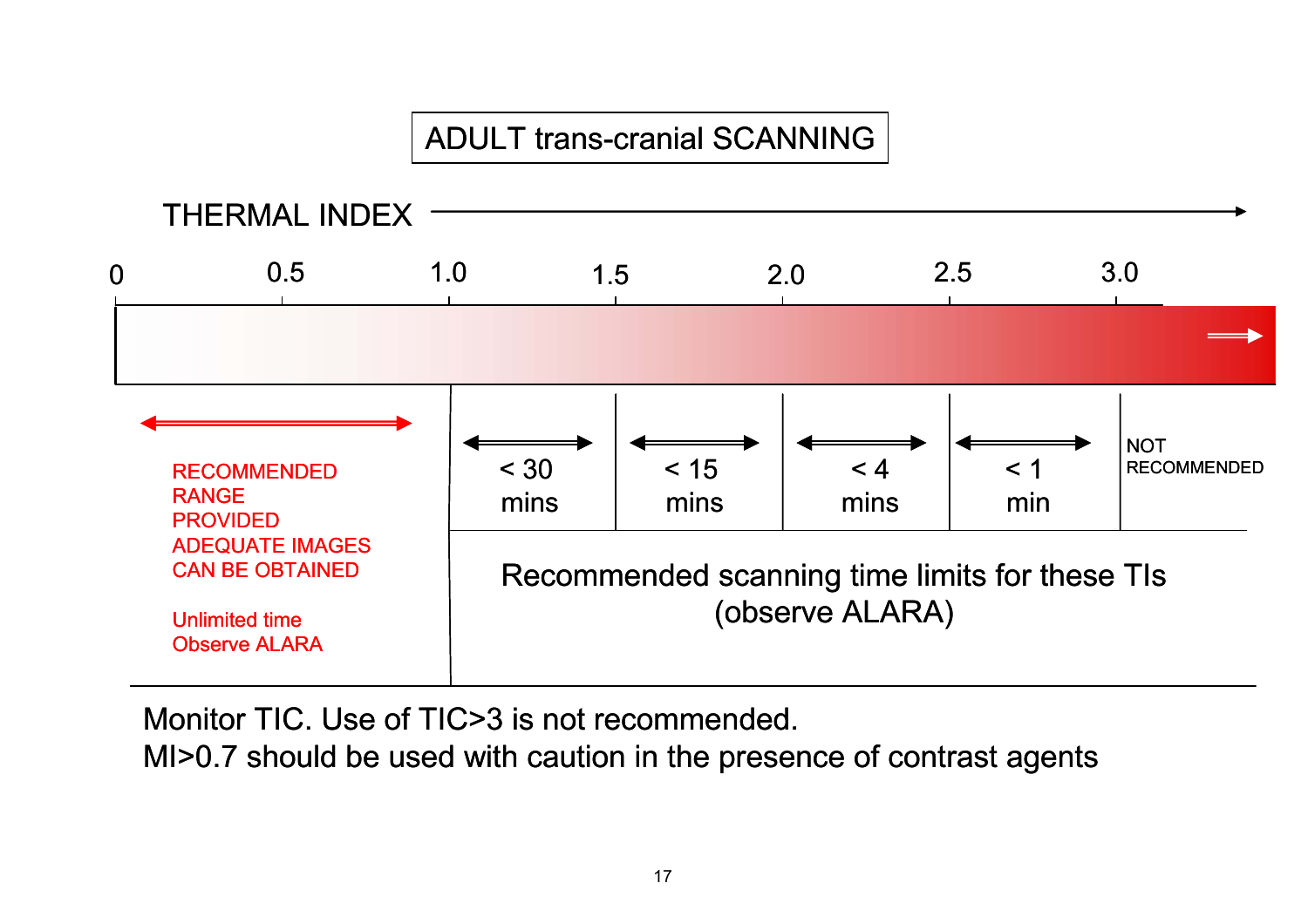# ADULT trans-cranial SCANNING

THERMAL INDEX →

| 0 – 1.0 | 1.0 – 1.5 | 1.5 – 2.0 | 2.0 – 2.5 | 2.5 – 3.0 | > 3.0 |
|---|---|---|---|---|---|
| RECOMMENDED RANGE PROVIDED ADEQUATE IMAGES CAN BE OBTAINED<br><br>Unlimited time<br>Observe ALARA | < 30 mins | < 15 mins | < 4 mins | < 1 min | NOT RECOMMENDED |
| | Recommended scanning time limits for these TIs (observe ALARA) | | | | |

Monitor TIC. Use of TIC>3 is not recommended.

MI>0.7 should be used with caution in the presence of contrast agents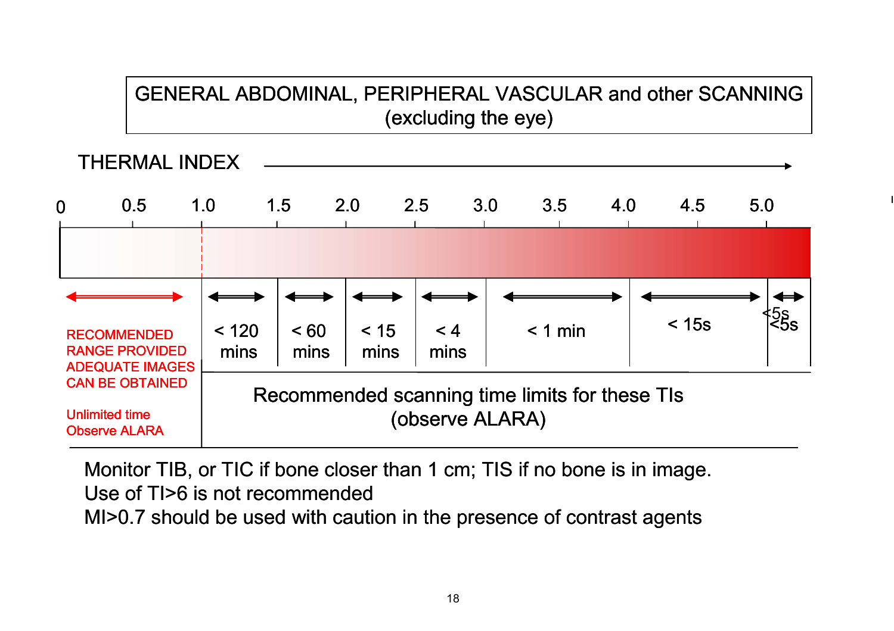GENERAL ABDOMINAL, PERIPHERAL VASCULAR and other SCANNING
(excluding the eye)

THERMAL INDEX

0 0.5 1.0 1.5 2.0 2.5 3.0 3.5 4.0 4.5 5.0

RECOMMENDED RANGE PROVIDED ADEQUATE IMAGES CAN BE OBTAINED

Unlimited time
Observe ALARA

< 120 mins

< 60 mins

< 15 mins

< 4 mins

< 1 min

< 15s

<5s

Recommended scanning time limits for these TIs
(observe ALARA)

Monitor TIB, or TIC if bone closer than 1 cm; TIS if no bone is in image.
Use of TI>6 is not recommended
MI>0.7 should be used with caution in the presence of contrast agents